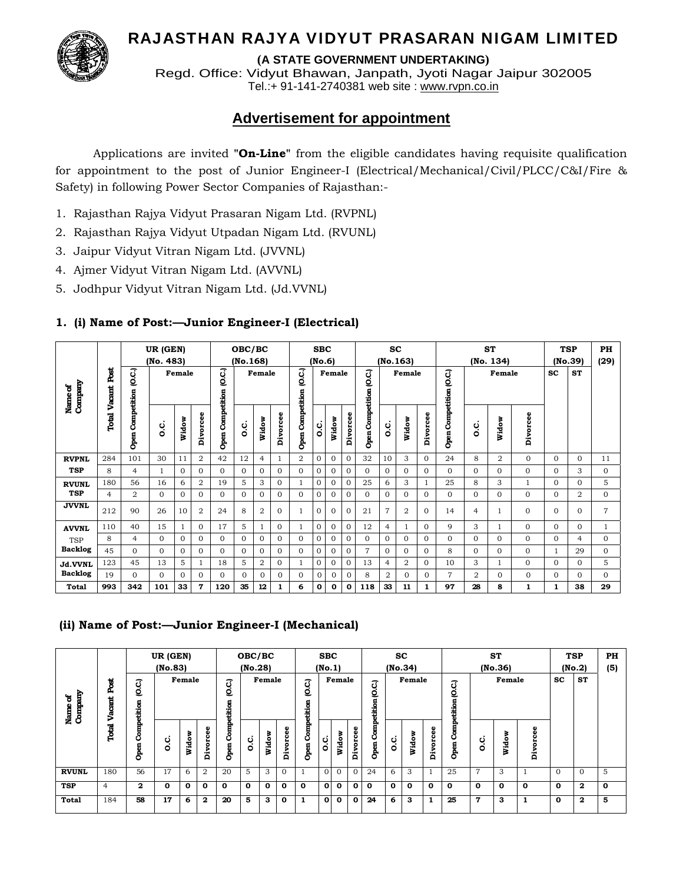# RAJASTHAN RAJYA VIDYUT PRASARAN NIGAM LIMITED

**(A STATE GOVERNMENT UNDERTAKING)**

Regd. Office: Vidyut Bhawan, Janpath, Jyoti Nagar Jaipur 302005

Tel.:+ 91-141-2740381 web site : www.rvpn.co.in

## Advertisement for appointment

Applications are invited "**On-Line**" from the eligible candidates having requisite qualification for appointment to the post of Junior Engineer-I (Electrical/Mechanical/Civil/PLCC/C&I/Fire & Safety) in following Power Sector Companies of Rajasthan:-

1. Rajasthan Rajya Vidyut Prasaran Nigam Ltd. (RVPNL)
2. Rajasthan Rajya Vidyut Utpadan Nigam Ltd. (RVUNL)
3. Jaipur Vidyut Vitran Nigam Ltd. (JVVNL)
4. Ajmer Vidyut Vitran Nigam Ltd. (AVVNL)
5. Jodhpur Vidyut Vitran Nigam Ltd. (Jd.VVNL)

### 1. (i) Name of Post:—Junior Engineer-I (Electrical)

| Name of Company | Total Vacant Post | UR (GEN) (No. 483) | | | | OBC/BC (No.168) | | | | SBC (No.6) | | | | SC (No.163) | | | | ST (No. 134) | | | | TSP (No.39) | | PH (29) |
|---|---|---|---|---|---|---|---|---|---|---|---|---|---|---|---|---|---|---|---|---|---|---|---|---|
| | | Open Competition (O.C.) | Female | | | Open Competition (O.C.) | Female | | | Open Competition (O.C.) | Female | | | Open Competition (O.C.) | Female | | | Open Competition (O.C.) | Female | | | SC | ST | |
| | | | O.C. | Widow | Divorcee | | O.C. | Widow | Divorcee | | O.C. | Widow | Divorcee | | O.C. | Widow | Divorcee | | O.C. | Widow | Divorcee | | | |
| **RVPNL** | 284 | 101 | 30 | 11 | 2 | 42 | 12 | 4 | 1 | 2 | 0 | 0 | 0 | 32 | 10 | 3 | 0 | 24 | 8 | 2 | 0 | 0 | 0 | 11 |
| **TSP** | 8 | 4 | 1 | 0 | 0 | 0 | 0 | 0 | 0 | 0 | 0 | 0 | 0 | 0 | 0 | 0 | 0 | 0 | 0 | 0 | 0 | 0 | 3 | 0 |
| **RVUNL** | 180 | 56 | 16 | 6 | 2 | 19 | 5 | 3 | 0 | 1 | 0 | 0 | 0 | 25 | 6 | 3 | 1 | 25 | 8 | 3 | 1 | 0 | 0 | 5 |
| **TSP** | 4 | 2 | 0 | 0 | 0 | 0 | 0 | 0 | 0 | 0 | 0 | 0 | 0 | 0 | 0 | 0 | 0 | 0 | 0 | 0 | 0 | 0 | 2 | 0 |
| **JVVNL** | 212 | 90 | 26 | 10 | 2 | 24 | 8 | 2 | 0 | 1 | 0 | 0 | 0 | 21 | 7 | 2 | 0 | 14 | 4 | 1 | 0 | 0 | 0 | 7 |
| **AVVNL** | 110 | 40 | 15 | 1 | 0 | 17 | 5 | 1 | 0 | 1 | 0 | 0 | 0 | 12 | 4 | 1 | 0 | 9 | 3 | 1 | 0 | 0 | 0 | 1 |
| TSP | 8 | 4 | 0 | 0 | 0 | 0 | 0 | 0 | 0 | 0 | 0 | 0 | 0 | 0 | 0 | 0 | 0 | 0 | 0 | 0 | 0 | 0 | 4 | 0 |
| **Backlog** | 45 | 0 | 0 | 0 | 0 | 0 | 0 | 0 | 0 | 0 | 0 | 0 | 0 | 7 | 0 | 0 | 0 | 8 | 0 | 0 | 0 | 1 | 29 | 0 |
| **Jd.VVNL** | 123 | 45 | 13 | 5 | 1 | 18 | 5 | 2 | 0 | 1 | 0 | 0 | 0 | 13 | 4 | 2 | 0 | 10 | 3 | 1 | 0 | 0 | 0 | 5 |
| **Backlog** | 19 | 0 | 0 | 0 | 0 | 0 | 0 | 0 | 0 | 0 | 0 | 0 | 0 | 8 | 2 | 0 | 0 | 7 | 2 | 0 | 0 | 0 | 0 | 0 |
| **Total** | **993** | **342** | **101** | **33** | **7** | **120** | **35** | **12** | **1** | **6** | **0** | **0** | **0** | **118** | **33** | **11** | **1** | **97** | **28** | **8** | **1** | **1** | **38** | **29** |

### (ii) Name of Post:—Junior Engineer-I (Mechanical)

| Name of Company | Total Vacant Post | UR (GEN) (No.83) | | | | OBC/BC (No.28) | | | | SBC (No.1) | | | | SC (No.34) | | | | ST (No.36) | | | | TSP (No.2) | | PH (5) |
|---|---|---|---|---|---|---|---|---|---|---|---|---|---|---|---|---|---|---|---|---|---|---|---|---|
| | | Open Competition (O.C.) | Female | | | Open Competition (O.C.) | Female | | | Open Competition (O.C.) | Female | | | Open Competition (O.C.) | Female | | | Open Competition (O.C.) | Female | | | SC | ST | |
| | | | O.C. | Widow | Divorcee | | O.C. | Widow | Divorcee | | O.C. | Widow | Divorcee | | O.C. | Widow | Divorcee | | O.C. | Widow | Divorcee | | | |
| **RVUNL** | 180 | 56 | 17 | 6 | 2 | 20 | 5 | 3 | 0 | 1 | 0 | 0 | 0 | 24 | 6 | 3 | 1 | 25 | 7 | 3 | 1 | 0 | 0 | 5 |
| **TSP** | 4 | **2** | **0** | **0** | **0** | **0** | **0** | **0** | **0** | **0** | **0** | **0** | **0** | **0** | **0** | **0** | **0** | **0** | **0** | **0** | **0** | **0** | **2** | **0** |
| **Total** | 184 | **58** | **17** | **6** | **2** | **20** | **5** | **3** | **0** | **1** | **0** | **0** | **0** | **24** | **6** | **3** | **1** | **25** | **7** | **3** | **1** | **0** | **2** | **5** |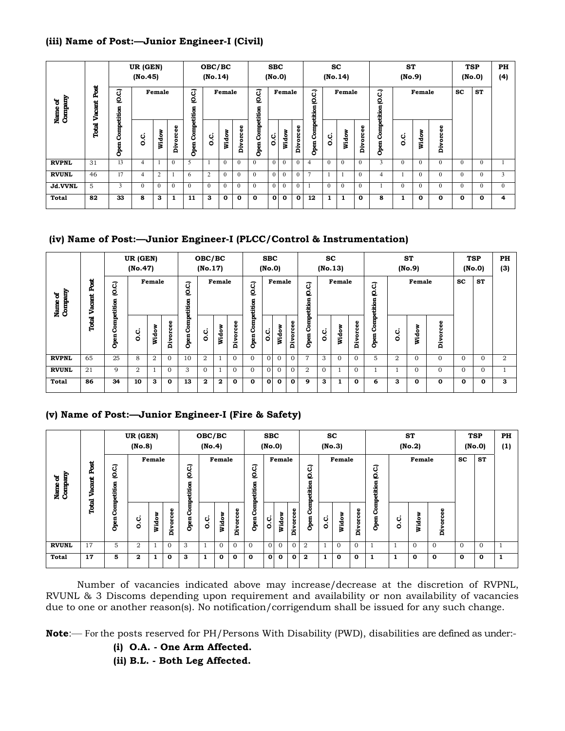### (iii) Name of Post:—Junior Engineer-I (Civil)

| Name of Company | Total Vacant Post | UR (GEN) (No.45) | | | | OBC/BC (No.14) | | | | SBC (No.0) | | | | SC (No.14) | | | | ST (No.9) | | | | TSP (No.0) | | PH (4) |
|---|---|---|---|---|---|---|---|---|---|---|---|---|---|---|---|---|---|---|---|---|---|---|---|---|
| | | Open Competition (O.C.) | Female | | | Open Competition (O.C.) | Female | | | Open Competition (O.C.) | Female | | | Open Competition (O.C.) | Female | | | Open Competition (O.C.) | Female | | | SC | ST | |
| | | | O.C. | Widow | Divorcee | | O.C. | Widow | Divorcee | | O.C. | Widow | Divorcee | | O.C. | Widow | Divorcee | | O.C. | Widow | Divorcee | | | |
| **RVPNL** | 31 | 13 | 4 | 1 | 0 | 5 | 1 | 0 | 0 | 0 | 0 | 0 | 0 | 4 | 0 | 0 | 0 | 3 | 0 | 0 | 0 | 0 | 0 | 1 |
| **RVUNL** | 46 | 17 | 4 | 2 | 1 | 6 | 2 | 0 | 0 | 0 | 0 | 0 | 0 | 7 | 1 | 1 | 0 | 4 | 1 | 0 | 0 | 0 | 0 | 3 |
| **Jd.VVNL** | 5 | 3 | 0 | 0 | 0 | 0 | 0 | 0 | 0 | 0 | 0 | 0 | 0 | 1 | 0 | 0 | 0 | 1 | 0 | 0 | 0 | 0 | 0 | 0 |
| **Total** | **82** | **33** | **8** | **3** | **1** | **11** | **3** | **0** | **0** | **0** | **0** | **0** | **0** | **12** | **1** | **1** | **0** | **8** | **1** | **0** | **0** | **0** | **0** | **4** |

### (iv) Name of Post:—Junior Engineer-I (PLCC/Control & Instrumentation)

| Name of Company | Total Vacant Post | UR (GEN) (No.47) | | | | OBC/BC (No.17) | | | | SBC (No.0) | | | | SC (No.13) | | | | ST (No.9) | | | | TSP (No.0) | | PH (3) |
|---|---|---|---|---|---|---|---|---|---|---|---|---|---|---|---|---|---|---|---|---|---|---|---|---|
| | | Open Competition (O.C.) | Female | | | Open Competition (O.C.) | Female | | | Open Competition (O.C.) | Female | | | Open Competition (O.C.) | Female | | | Open Competition (O.C.) | Female | | | SC | ST | |
| | | | O.C. | Widow | Divorcee | | O.C. | Widow | Divorcee | | O.C. | Widow | Divorcee | | O.C. | Widow | Divorcee | | O.C. | Widow | Divorcee | | | |
| **RVPNL** | 65 | 25 | 8 | 2 | 0 | 10 | 2 | 1 | 0 | 0 | 0 | 0 | 0 | 7 | 3 | 0 | 0 | 5 | 2 | 0 | 0 | 0 | 0 | 2 |
| **RVUNL** | 21 | 9 | 2 | 1 | 0 | 3 | 0 | 1 | 0 | 0 | 0 | 0 | 0 | 2 | 0 | 1 | 0 | 1 | 1 | 0 | 0 | 0 | 0 | 1 |
| **Total** | **86** | **34** | **10** | **3** | **0** | **13** | **2** | **2** | **0** | **0** | **0** | **0** | **0** | **9** | **3** | **1** | **0** | **6** | **3** | **0** | **0** | **0** | **0** | **3** |

### (v) Name of Post:—Junior Engineer-I (Fire & Safety)

| Name of Company | Total Vacant Post | UR (GEN) (No.8) | | | | OBC/BC (No.4) | | | | SBC (No.0) | | | | SC (No.3) | | | | ST (No.2) | | | | TSP (No.0) | | PH (1) |
|---|---|---|---|---|---|---|---|---|---|---|---|---|---|---|---|---|---|---|---|---|---|---|---|---|
| | | Open Competition (O.C.) | Female | | | Open Competition (O.C.) | Female | | | Open Competition (O.C.) | Female | | | Open Competition (O.C.) | Female | | | Open Competition (O.C.) | Female | | | SC | ST | |
| | | | O.C. | Widow | Divorcee | | O.C. | Widow | Divorcee | | O.C. | Widow | Divorcee | | O.C. | Widow | Divorcee | | O.C. | Widow | Divorcee | | | |
| **RVUNL** | 17 | 5 | 2 | 1 | 0 | 3 | 1 | 0 | 0 | 0 | 0 | 0 | 0 | 2 | 1 | 0 | 0 | 1 | 1 | 0 | 0 | 0 | 0 | 1 |
| **Total** | **17** | **5** | **2** | **1** | **0** | **3** | **1** | **0** | **0** | **0** | **0** | **0** | **0** | **2** | **1** | **0** | **0** | **1** | **1** | **0** | **0** | **0** | **0** | **1** |

Number of vacancies indicated above may increase/decrease at the discretion of RVPNL, RVUNL & 3 Discoms depending upon requirement and availability or non availability of vacancies due to one or another reason(s). No notification/corrigendum shall be issued for any such change.

**Note**:— For the posts reserved for PH/Persons With Disability (PWD), disabilities are defined as under:-

**(i) O.A. - One Arm Affected.**

**(ii) B.L. - Both Leg Affected.**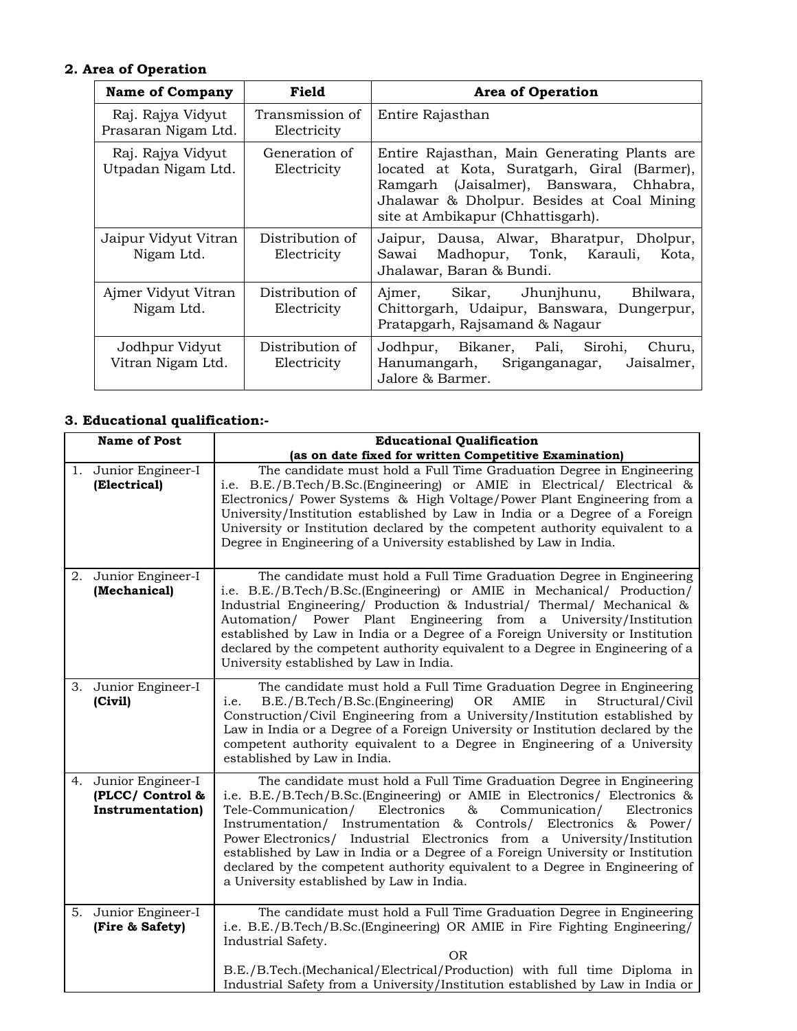## 2. Area of Operation

| Name of Company | Field | Area of Operation |
|---|---|---|
| Raj. Rajya Vidyut Prasaran Nigam Ltd. | Transmission of Electricity | Entire Rajasthan |
| Raj. Rajya Vidyut Utpadan Nigam Ltd. | Generation of Electricity | Entire Rajasthan, Main Generating Plants are located at Kota, Suratgarh, Giral (Barmer), Ramgarh (Jaisalmer), Banswara, Chhabra, Jhalawar & Dholpur. Besides at Coal Mining site at Ambikapur (Chhattisgarh). |
| Jaipur Vidyut Vitran Nigam Ltd. | Distribution of Electricity | Jaipur, Dausa, Alwar, Bharatpur, Dholpur, Sawai Madhopur, Tonk, Karauli, Kota, Jhalawar, Baran & Bundi. |
| Ajmer Vidyut Vitran Nigam Ltd. | Distribution of Electricity | Ajmer, Sikar, Jhunjhunu, Bhilwara, Chittorgarh, Udaipur, Banswara, Dungerpur, Pratapgarh, Rajsamand & Nagaur |
| Jodhpur Vidyut Vitran Nigam Ltd. | Distribution of Electricity | Jodhpur, Bikaner, Pali, Sirohi, Churu, Hanumangarh, Sriganganagar, Jaisalmer, Jalore & Barmer. |

## 3. Educational qualification:-

| Name of Post | Educational Qualification (as on date fixed for written Competitive Examination) |
|---|---|
| 1. Junior Engineer-I **(Electrical)** | The candidate must hold a Full Time Graduation Degree in Engineering i.e. B.E./B.Tech/B.Sc.(Engineering) or AMIE in Electrical/ Electrical & Electronics/ Power Systems & High Voltage/Power Plant Engineering from a University/Institution established by Law in India or a Degree of a Foreign University or Institution declared by the competent authority equivalent to a Degree in Engineering of a University established by Law in India. |
| 2. Junior Engineer-I **(Mechanical)** | The candidate must hold a Full Time Graduation Degree in Engineering i.e. B.E./B.Tech/B.Sc.(Engineering) or AMIE in Mechanical/ Production/ Industrial Engineering/ Production & Industrial/ Thermal/ Mechanical & Automation/ Power Plant Engineering from a University/Institution established by Law in India or a Degree of a Foreign University or Institution declared by the competent authority equivalent to a Degree in Engineering of a University established by Law in India. |
| 3. Junior Engineer-I **(Civil)** | The candidate must hold a Full Time Graduation Degree in Engineering i.e. B.E./B.Tech/B.Sc.(Engineering) OR AMIE in Structural/Civil Construction/Civil Engineering from a University/Institution established by Law in India or a Degree of a Foreign University or Institution declared by the competent authority equivalent to a Degree in Engineering of a University established by Law in India. |
| 4. Junior Engineer-I **(PLCC/ Control & Instrumentation)** | The candidate must hold a Full Time Graduation Degree in Engineering i.e. B.E./B.Tech/B.Sc.(Engineering) or AMIE in Electronics/ Electronics & Tele-Communication/ Electronics & Communication/ Electronics Instrumentation/ Instrumentation & Controls/ Electronics & Power/ Power Electronics/ Industrial Electronics from a University/Institution established by Law in India or a Degree of a Foreign University or Institution declared by the competent authority equivalent to a Degree in Engineering of a University established by Law in India. |
| 5. Junior Engineer-I **(Fire & Safety)** | The candidate must hold a Full Time Graduation Degree in Engineering i.e. B.E./B.Tech/B.Sc.(Engineering) OR AMIE in Fire Fighting Engineering/ Industrial Safety. OR B.E./B.Tech.(Mechanical/Electrical/Production) with full time Diploma in Industrial Safety from a University/Institution established by Law in India or |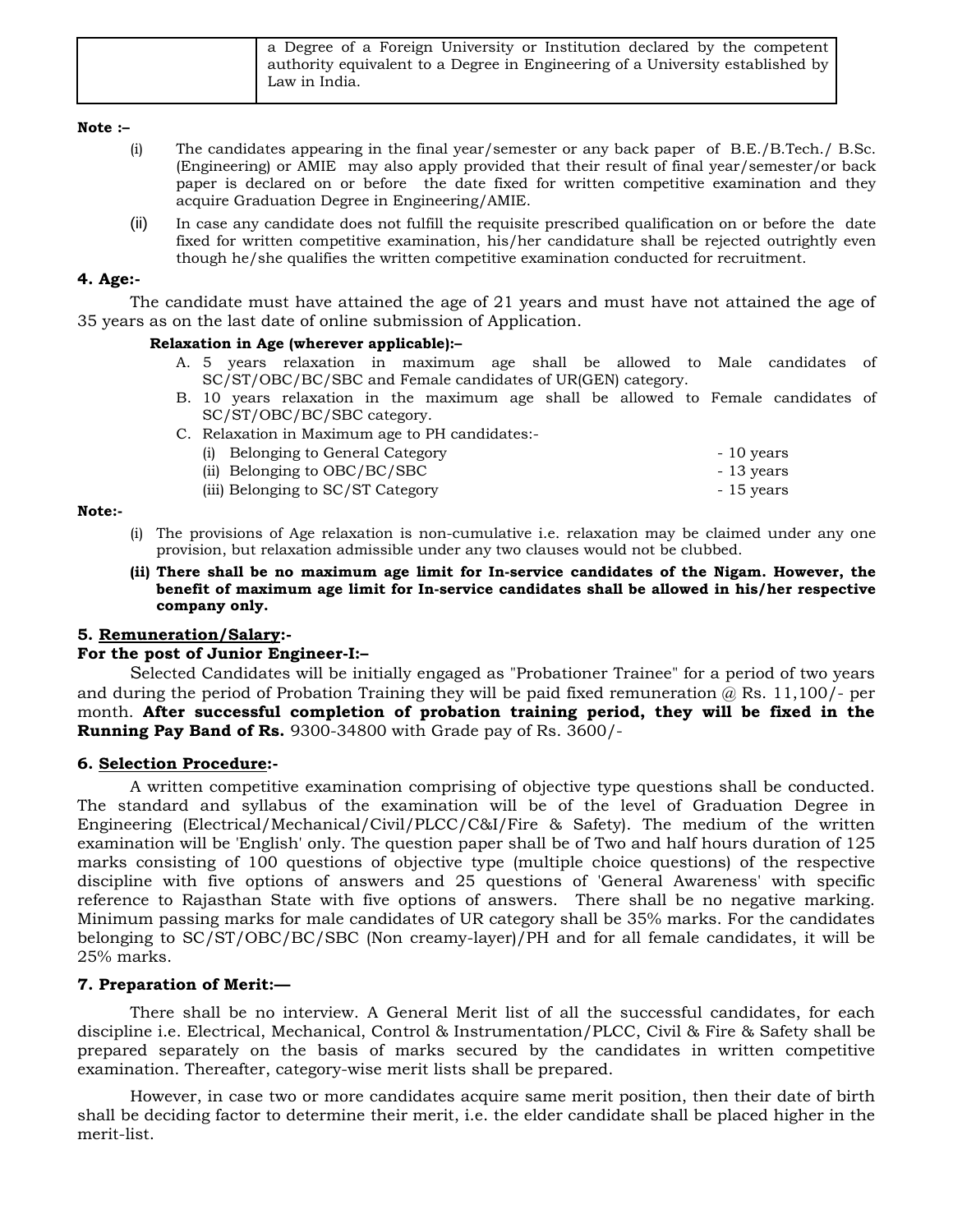| | a Degree of a Foreign University or Institution declared by the competent authority equivalent to a Degree in Engineering of a University established by Law in India. |
|---|---|

**Note :–**

(i) The candidates appearing in the final year/semester or any back paper of B.E./B.Tech./ B.Sc. (Engineering) or AMIE may also apply provided that their result of final year/semester/or back paper is declared on or before the date fixed for written competitive examination and they acquire Graduation Degree in Engineering/AMIE.

(ii) In case any candidate does not fulfill the requisite prescribed qualification on or before the date fixed for written competitive examination, his/her candidature shall be rejected outrightly even though he/she qualifies the written competitive examination conducted for recruitment.

**4. Age:-**

The candidate must have attained the age of 21 years and must have not attained the age of 35 years as on the last date of online submission of Application.

**Relaxation in Age (wherever applicable):–**

A. 5 years relaxation in maximum age shall be allowed to Male candidates of SC/ST/OBC/BC/SBC and Female candidates of UR(GEN) category.

B. 10 years relaxation in the maximum age shall be allowed to Female candidates of SC/ST/OBC/BC/SBC category.

C. Relaxation in Maximum age to PH candidates:-

| | |
|---|---|
| (i) Belonging to General Category | - 10 years |
| (ii) Belonging to OBC/BC/SBC | - 13 years |
| (iii) Belonging to SC/ST Category | - 15 years |

**Note:-**

(i) The provisions of Age relaxation is non-cumulative i.e. relaxation may be claimed under any one provision, but relaxation admissible under any two clauses would not be clubbed.

**(ii) There shall be no maximum age limit for In-service candidates of the Nigam. However, the benefit of maximum age limit for In-service candidates shall be allowed in his/her respective company only.**

**5. Remuneration/Salary:-**

**For the post of Junior Engineer-I:–**

Selected Candidates will be initially engaged as "Probationer Trainee" for a period of two years and during the period of Probation Training they will be paid fixed remuneration @ Rs. 11,100/- per month. **After successful completion of probation training period, they will be fixed in the Running Pay Band of Rs.** 9300-34800 with Grade pay of Rs. 3600/-

**6. Selection Procedure:-**

A written competitive examination comprising of objective type questions shall be conducted. The standard and syllabus of the examination will be of the level of Graduation Degree in Engineering (Electrical/Mechanical/Civil/PLCC/C&I/Fire & Safety). The medium of the written examination will be 'English' only. The question paper shall be of Two and half hours duration of 125 marks consisting of 100 questions of objective type (multiple choice questions) of the respective discipline with five options of answers and 25 questions of 'General Awareness' with specific reference to Rajasthan State with five options of answers. There shall be no negative marking. Minimum passing marks for male candidates of UR category shall be 35% marks. For the candidates belonging to SC/ST/OBC/BC/SBC (Non creamy-layer)/PH and for all female candidates, it will be 25% marks.

**7. Preparation of Merit:—**

There shall be no interview. A General Merit list of all the successful candidates, for each discipline i.e. Electrical, Mechanical, Control & Instrumentation/PLCC, Civil & Fire & Safety shall be prepared separately on the basis of marks secured by the candidates in written competitive examination. Thereafter, category-wise merit lists shall be prepared.

However, in case two or more candidates acquire same merit position, then their date of birth shall be deciding factor to determine their merit, i.e. the elder candidate shall be placed higher in the merit-list.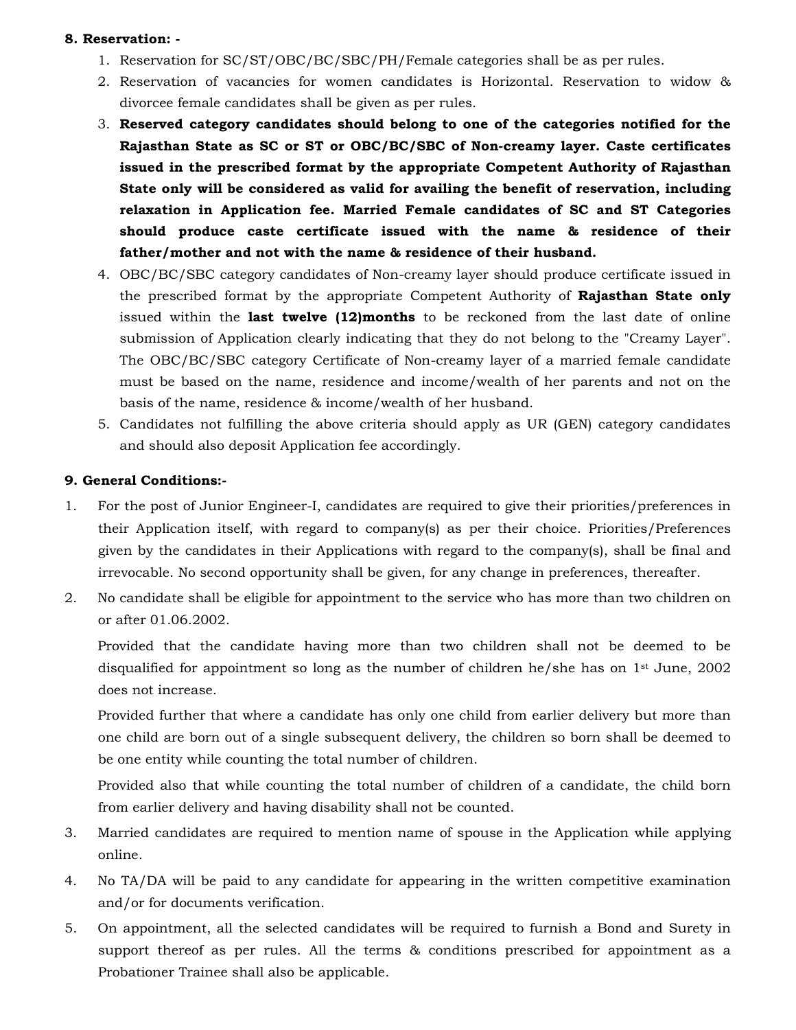**8. Reservation: -**

1. Reservation for SC/ST/OBC/BC/SBC/PH/Female categories shall be as per rules.
2. Reservation of vacancies for women candidates is Horizontal. Reservation to widow & divorcee female candidates shall be given as per rules.
3. **Reserved category candidates should belong to one of the categories notified for the Rajasthan State as SC or ST or OBC/BC/SBC of Non-creamy layer. Caste certificates issued in the prescribed format by the appropriate Competent Authority of Rajasthan State only will be considered as valid for availing the benefit of reservation, including relaxation in Application fee. Married Female candidates of SC and ST Categories should produce caste certificate issued with the name & residence of their father/mother and not with the name & residence of their husband.**
4. OBC/BC/SBC category candidates of Non-creamy layer should produce certificate issued in the prescribed format by the appropriate Competent Authority of **Rajasthan State only** issued within the **last twelve (12)months** to be reckoned from the last date of online submission of Application clearly indicating that they do not belong to the "Creamy Layer". The OBC/BC/SBC category Certificate of Non-creamy layer of a married female candidate must be based on the name, residence and income/wealth of her parents and not on the basis of the name, residence & income/wealth of her husband.
5. Candidates not fulfilling the above criteria should apply as UR (GEN) category candidates and should also deposit Application fee accordingly.

**9. General Conditions:-**

1. For the post of Junior Engineer-I, candidates are required to give their priorities/preferences in their Application itself, with regard to company(s) as per their choice. Priorities/Preferences given by the candidates in their Applications with regard to the company(s), shall be final and irrevocable. No second opportunity shall be given, for any change in preferences, thereafter.
2. No candidate shall be eligible for appointment to the service who has more than two children on or after 01.06.2002.

   Provided that the candidate having more than two children shall not be deemed to be disqualified for appointment so long as the number of children he/she has on 1st June, 2002 does not increase.

   Provided further that where a candidate has only one child from earlier delivery but more than one child are born out of a single subsequent delivery, the children so born shall be deemed to be one entity while counting the total number of children.

   Provided also that while counting the total number of children of a candidate, the child born from earlier delivery and having disability shall not be counted.
3. Married candidates are required to mention name of spouse in the Application while applying online.
4. No TA/DA will be paid to any candidate for appearing in the written competitive examination and/or for documents verification.
5. On appointment, all the selected candidates will be required to furnish a Bond and Surety in support thereof as per rules. All the terms & conditions prescribed for appointment as a Probationer Trainee shall also be applicable.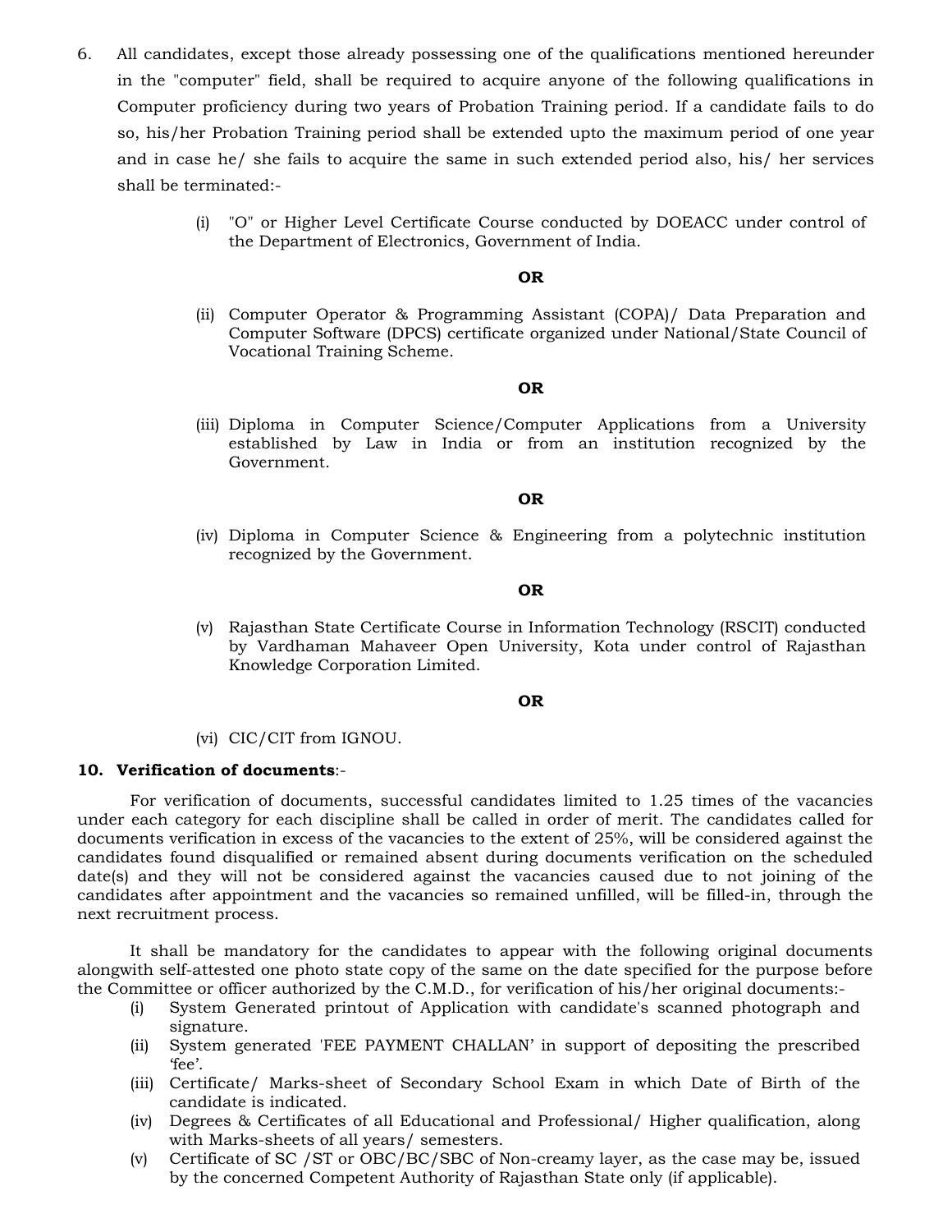6. All candidates, except those already possessing one of the qualifications mentioned hereunder in the "computer" field, shall be required to acquire anyone of the following qualifications in Computer proficiency during two years of Probation Training period. If a candidate fails to do so, his/her Probation Training period shall be extended upto the maximum period of one year and in case he/ she fails to acquire the same in such extended period also, his/ her services shall be terminated:-

   (i) "O" or Higher Level Certificate Course conducted by DOEACC under control of the Department of Electronics, Government of India.

   **OR**

   (ii) Computer Operator & Programming Assistant (COPA)/ Data Preparation and Computer Software (DPCS) certificate organized under National/State Council of Vocational Training Scheme.

   **OR**

   (iii) Diploma in Computer Science/Computer Applications from a University established by Law in India or from an institution recognized by the Government.

   **OR**

   (iv) Diploma in Computer Science & Engineering from a polytechnic institution recognized by the Government.

   **OR**

   (v) Rajasthan State Certificate Course in Information Technology (RSCIT) conducted by Vardhaman Mahaveer Open University, Kota under control of Rajasthan Knowledge Corporation Limited.

   **OR**

   (vi) CIC/CIT from IGNOU.

**10. Verification of documents**:-

For verification of documents, successful candidates limited to 1.25 times of the vacancies under each category for each discipline shall be called in order of merit. The candidates called for documents verification in excess of the vacancies to the extent of 25%, will be considered against the candidates found disqualified or remained absent during documents verification on the scheduled date(s) and they will not be considered against the vacancies caused due to not joining of the candidates after appointment and the vacancies so remained unfilled, will be filled-in, through the next recruitment process.

It shall be mandatory for the candidates to appear with the following original documents alongwith self-attested one photo state copy of the same on the date specified for the purpose before the Committee or officer authorized by the C.M.D., for verification of his/her original documents:-

(i) System Generated printout of Application with candidate's scanned photograph and signature.
(ii) System generated 'FEE PAYMENT CHALLAN' in support of depositing the prescribed 'fee'.
(iii) Certificate/ Marks-sheet of Secondary School Exam in which Date of Birth of the candidate is indicated.
(iv) Degrees & Certificates of all Educational and Professional/ Higher qualification, along with Marks-sheets of all years/ semesters.
(v) Certificate of SC /ST or OBC/BC/SBC of Non-creamy layer, as the case may be, issued by the concerned Competent Authority of Rajasthan State only (if applicable).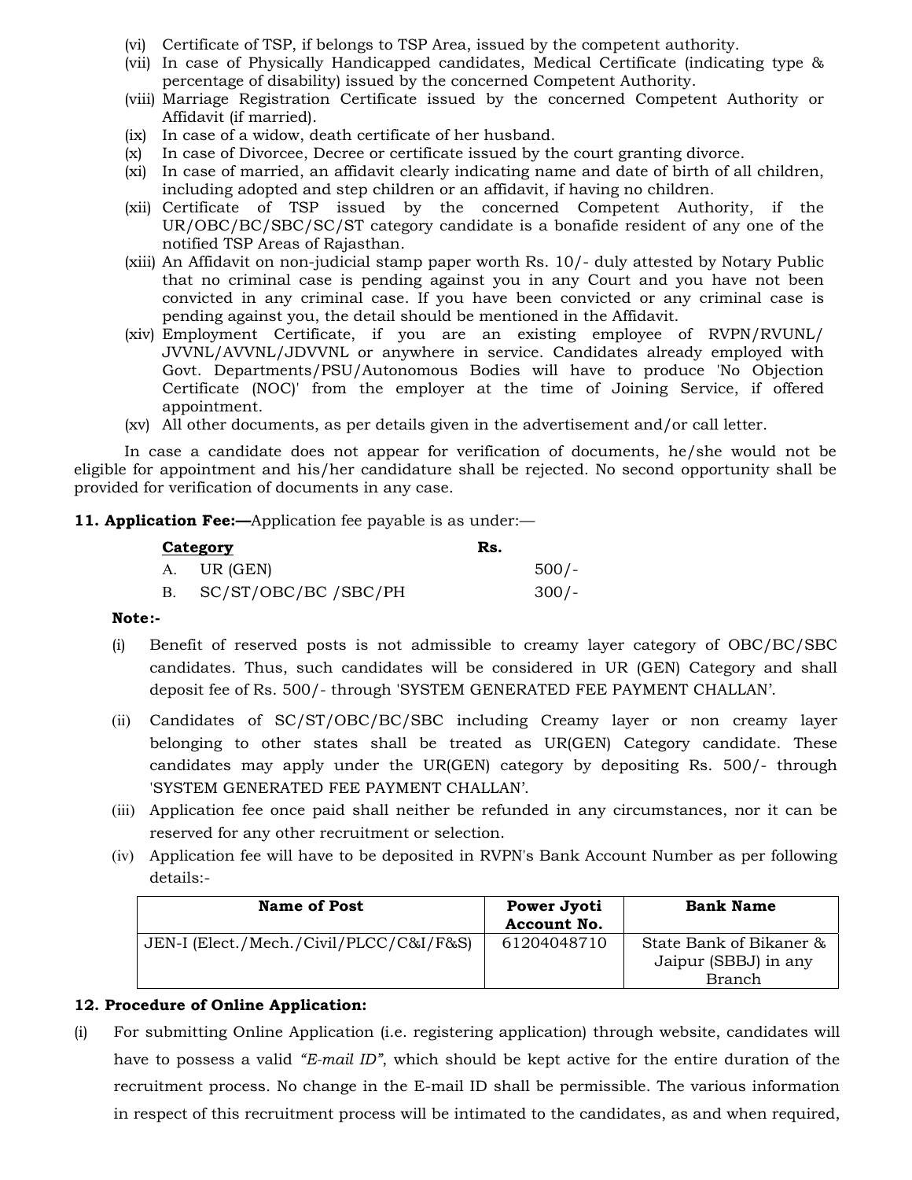(vi) Certificate of TSP, if belongs to TSP Area, issued by the competent authority.

(vii) In case of Physically Handicapped candidates, Medical Certificate (indicating type & percentage of disability) issued by the concerned Competent Authority.

(viii) Marriage Registration Certificate issued by the concerned Competent Authority or Affidavit (if married).

(ix) In case of a widow, death certificate of her husband.

(x) In case of Divorcee, Decree or certificate issued by the court granting divorce.

(xi) In case of married, an affidavit clearly indicating name and date of birth of all children, including adopted and step children or an affidavit, if having no children.

(xii) Certificate of TSP issued by the concerned Competent Authority, if the UR/OBC/BC/SBC/SC/ST category candidate is a bonafide resident of any one of the notified TSP Areas of Rajasthan.

(xiii) An Affidavit on non-judicial stamp paper worth Rs. 10/- duly attested by Notary Public that no criminal case is pending against you in any Court and you have not been convicted in any criminal case. If you have been convicted or any criminal case is pending against you, the detail should be mentioned in the Affidavit.

(xiv) Employment Certificate, if you are an existing employee of RVPN/RVUNL/ JVVNL/AVVNL/JDVVNL or anywhere in service. Candidates already employed with Govt. Departments/PSU/Autonomous Bodies will have to produce 'No Objection Certificate (NOC)' from the employer at the time of Joining Service, if offered appointment.

(xv) All other documents, as per details given in the advertisement and/or call letter.

In case a candidate does not appear for verification of documents, he/she would not be eligible for appointment and his/her candidature shall be rejected. No second opportunity shall be provided for verification of documents in any case.

**11. Application Fee:—**Application fee payable is as under:—

| Category | Rs. |
|---|---|
| A. UR (GEN) | 500/- |
| B. SC/ST/OBC/BC /SBC/PH | 300/- |

**Note:-**

(i) Benefit of reserved posts is not admissible to creamy layer category of OBC/BC/SBC candidates. Thus, such candidates will be considered in UR (GEN) Category and shall deposit fee of Rs. 500/- through 'SYSTEM GENERATED FEE PAYMENT CHALLAN'.

(ii) Candidates of SC/ST/OBC/BC/SBC including Creamy layer or non creamy layer belonging to other states shall be treated as UR(GEN) Category candidate. These candidates may apply under the UR(GEN) category by depositing Rs. 500/- through 'SYSTEM GENERATED FEE PAYMENT CHALLAN'.

(iii) Application fee once paid shall neither be refunded in any circumstances, nor it can be reserved for any other recruitment or selection.

(iv) Application fee will have to be deposited in RVPN's Bank Account Number as per following details:-

| Name of Post | Power Jyoti Account No. | Bank Name |
|---|---|---|
| JEN-I (Elect./Mech./Civil/PLCC/C&I/F&S) | 61204048710 | State Bank of Bikaner & Jaipur (SBBJ) in any Branch |

**12. Procedure of Online Application:**

(i) For submitting Online Application (i.e. registering application) through website, candidates will have to possess a valid *"E-mail ID"*, which should be kept active for the entire duration of the recruitment process. No change in the E-mail ID shall be permissible. The various information in respect of this recruitment process will be intimated to the candidates, as and when required,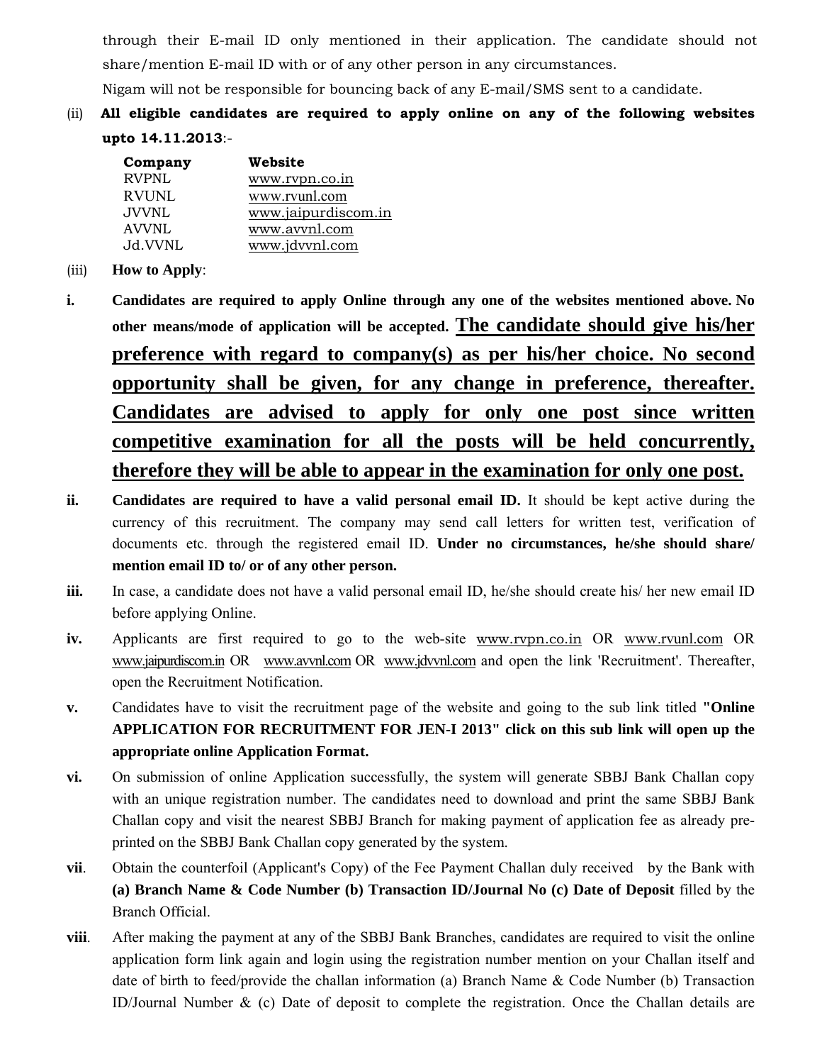through their E-mail ID only mentioned in their application. The candidate should not share/mention E-mail ID with or of any other person in any circumstances.

Nigam will not be responsible for bouncing back of any E-mail/SMS sent to a candidate.

(ii) **All eligible candidates are required to apply online on any of the following websites upto 14.11.2013**:-

| **Company** | **Website** |
|---|---|
| RVPNL | www.rvpn.co.in |
| RVUNL | www.rvunl.com |
| JVVNL | www.jaipurdiscom.in |
| AVVNL | www.avvnl.com |
| Jd.VVNL | www.jdvvnl.com |

(iii) **How to Apply**:

**i.** **Candidates are required to apply Online through any one of the websites mentioned above. No other means/mode of application will be accepted. <u>The candidate should give his/her preference with regard to company(s) as per his/her choice. No second opportunity shall be given, for any change in preference, thereafter. Candidates are advised to apply for only one post since written competitive examination for all the posts will be held concurrently, therefore they will be able to appear in the examination for only one post.</u>**

**ii.** **Candidates are required to have a valid personal email ID.** It should be kept active during the currency of this recruitment. The company may send call letters for written test, verification of documents etc. through the registered email ID. **Under no circumstances, he/she should share/ mention email ID to/ or of any other person.**

**iii.** In case, a candidate does not have a valid personal email ID, he/she should create his/ her new email ID before applying Online.

**iv.** Applicants are first required to go to the web-site www.rvpn.co.in OR www.rvunl.com OR www.jaipurdiscom.in OR www.avvnl.com OR www.jdvvnl.com and open the link 'Recruitment'. Thereafter, open the Recruitment Notification.

**v.** Candidates have to visit the recruitment page of the website and going to the sub link titled **"Online APPLICATION FOR RECRUITMENT FOR JEN-I 2013" click on this sub link will open up the appropriate online Application Format.**

**vi.** On submission of online Application successfully, the system will generate SBBJ Bank Challan copy with an unique registration number. The candidates need to download and print the same SBBJ Bank Challan copy and visit the nearest SBBJ Branch for making payment of application fee as already pre-printed on the SBBJ Bank Challan copy generated by the system.

**vii**. Obtain the counterfoil (Applicant's Copy) of the Fee Payment Challan duly received by the Bank with **(a) Branch Name & Code Number (b) Transaction ID/Journal No (c) Date of Deposit** filled by the Branch Official.

**viii**. After making the payment at any of the SBBJ Bank Branches, candidates are required to visit the online application form link again and login using the registration number mention on your Challan itself and date of birth to feed/provide the challan information (a) Branch Name & Code Number (b) Transaction ID/Journal Number & (c) Date of deposit to complete the registration. Once the Challan details are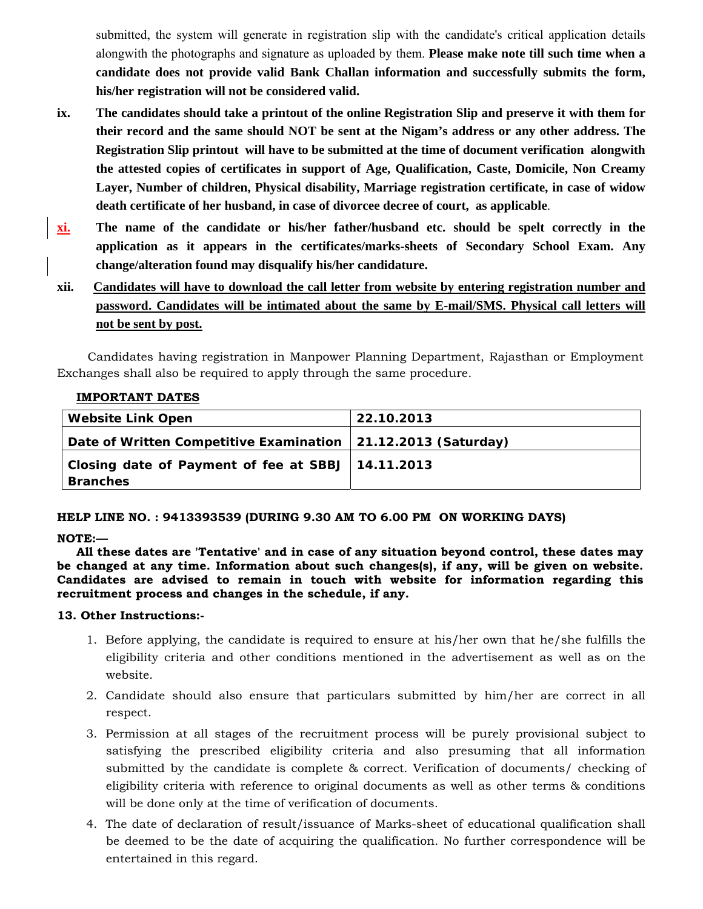submitted, the system will generate in registration slip with the candidate's critical application details alongwith the photographs and signature as uploaded by them. **Please make note till such time when a candidate does not provide valid Bank Challan information and successfully submits the form, his/her registration will not be considered valid.**

**ix. The candidates should take a printout of the online Registration Slip and preserve it with them for their record and the same should NOT be sent at the Nigam's address or any other address. The Registration Slip printout will have to be submitted at the time of document verification alongwith the attested copies of certificates in support of Age, Qualification, Caste, Domicile, Non Creamy Layer, Number of children, Physical disability, Marriage registration certificate, in case of widow death certificate of her husband, in case of divorcee decree of court, as applicable**.

**xi. The name of the candidate or his/her father/husband etc. should be spelt correctly in the application as it appears in the certificates/marks-sheets of Secondary School Exam. Any change/alteration found may disqualify his/her candidature.**

**xii. Candidates will have to download the call letter from website by entering registration number and password. Candidates will be intimated about the same by E-mail/SMS. Physical call letters will not be sent by post.**

Candidates having registration in Manpower Planning Department, Rajasthan or Employment Exchanges shall also be required to apply through the same procedure.

**IMPORTANT DATES**

| Website Link Open | 22.10.2013 |
|---|---|
| **Date of Written Competitive Examination** | **21.12.2013 (Saturday)** |
| **Closing date of Payment of fee at SBBJ Branches** | **14.11.2013** |

**HELP LINE NO. : 9413393539 (DURING 9.30 AM TO 6.00 PM ON WORKING DAYS)**

**NOTE:—**

**All these dates are 'Tentative' and in case of any situation beyond control, these dates may be changed at any time. Information about such changes(s), if any, will be given on website. Candidates are advised to remain in touch with website for information regarding this recruitment process and changes in the schedule, if any.**

**13. Other Instructions:-**

1. Before applying, the candidate is required to ensure at his/her own that he/she fulfills the eligibility criteria and other conditions mentioned in the advertisement as well as on the website.
2. Candidate should also ensure that particulars submitted by him/her are correct in all respect.
3. Permission at all stages of the recruitment process will be purely provisional subject to satisfying the prescribed eligibility criteria and also presuming that all information submitted by the candidate is complete & correct. Verification of documents/ checking of eligibility criteria with reference to original documents as well as other terms & conditions will be done only at the time of verification of documents.
4. The date of declaration of result/issuance of Marks-sheet of educational qualification shall be deemed to be the date of acquiring the qualification. No further correspondence will be entertained in this regard.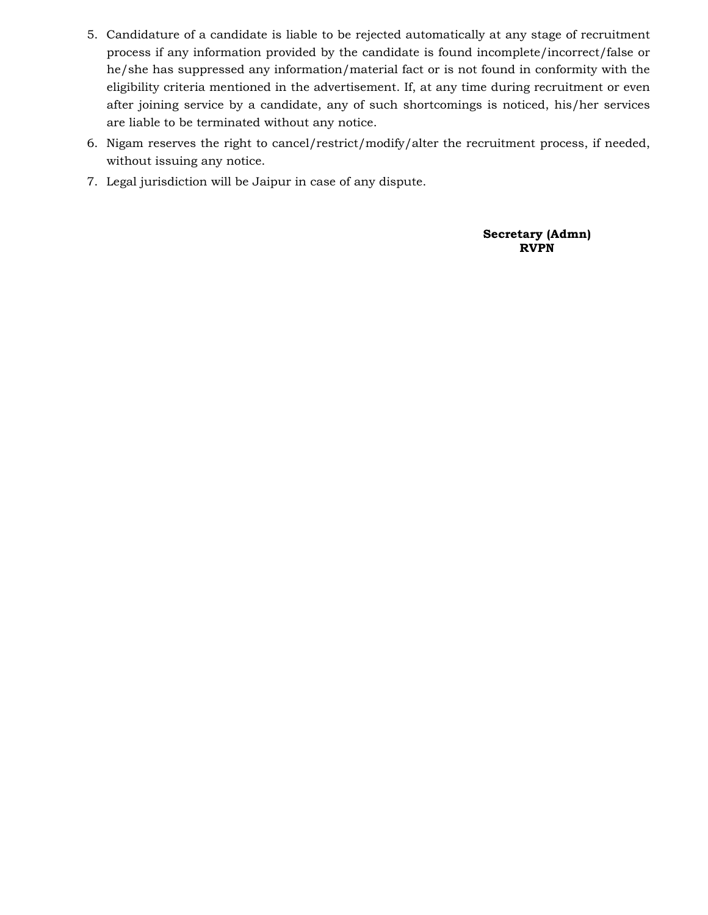5. Candidature of a candidate is liable to be rejected automatically at any stage of recruitment process if any information provided by the candidate is found incomplete/incorrect/false or he/she has suppressed any information/material fact or is not found in conformity with the eligibility criteria mentioned in the advertisement. If, at any time during recruitment or even after joining service by a candidate, any of such shortcomings is noticed, his/her services are liable to be terminated without any notice.
6. Nigam reserves the right to cancel/restrict/modify/alter the recruitment process, if needed, without issuing any notice.
7. Legal jurisdiction will be Jaipur in case of any dispute.

**Secretary (Admn)**
**RVPN**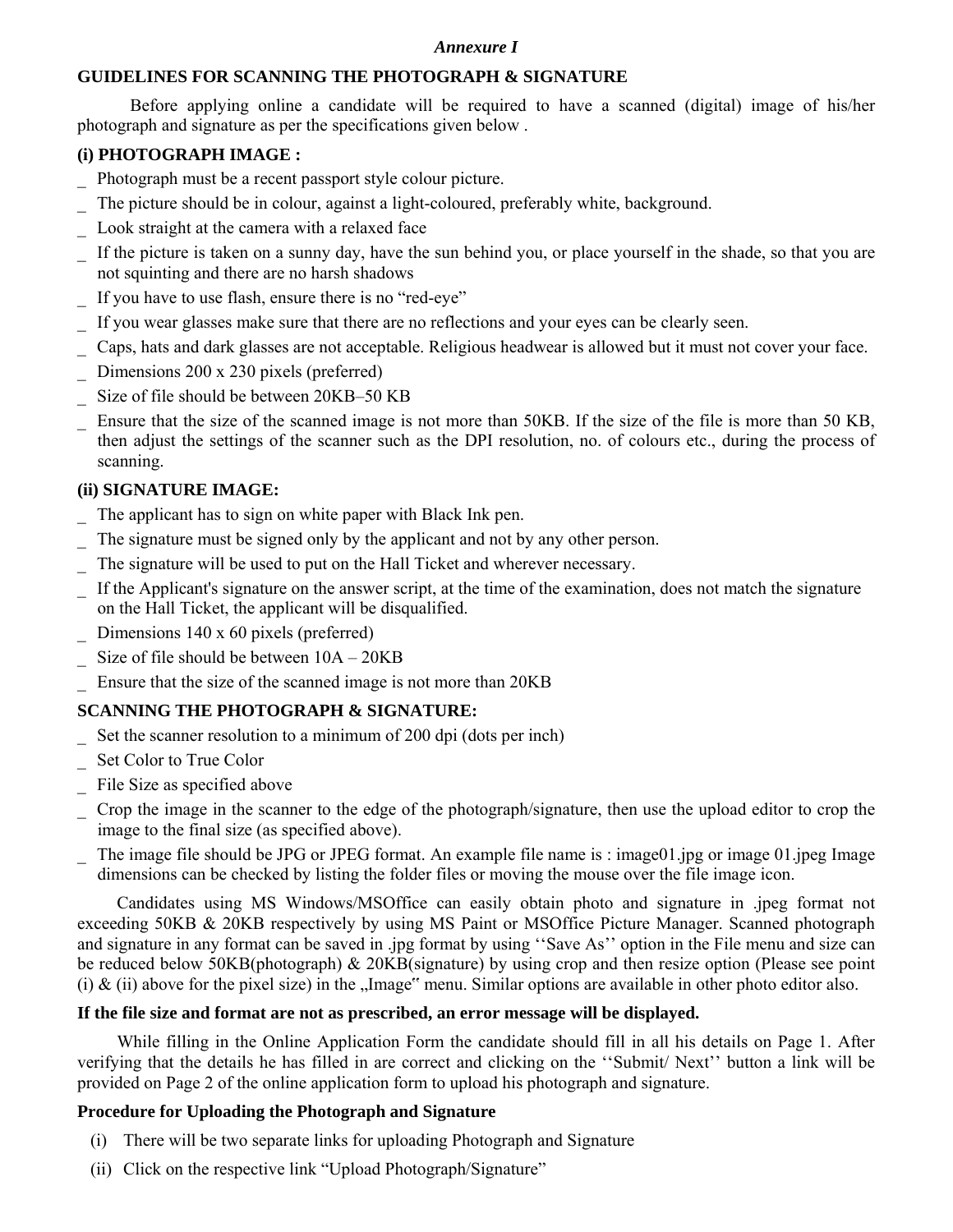*Annexure I*

## GUIDELINES FOR SCANNING THE PHOTOGRAPH & SIGNATURE

Before applying online a candidate will be required to have a scanned (digital) image of his/her photograph and signature as per the specifications given below .

### (i) PHOTOGRAPH IMAGE :

- Photograph must be a recent passport style colour picture.
- The picture should be in colour, against a light-coloured, preferably white, background.
- Look straight at the camera with a relaxed face
- If the picture is taken on a sunny day, have the sun behind you, or place yourself in the shade, so that you are not squinting and there are no harsh shadows
- If you have to use flash, ensure there is no "red-eye"
- If you wear glasses make sure that there are no reflections and your eyes can be clearly seen.
- Caps, hats and dark glasses are not acceptable. Religious headwear is allowed but it must not cover your face.
- Dimensions 200 x 230 pixels (preferred)
- Size of file should be between 20KB–50 KB
- Ensure that the size of the scanned image is not more than 50KB. If the size of the file is more than 50 KB, then adjust the settings of the scanner such as the DPI resolution, no. of colours etc., during the process of scanning.

### (ii) SIGNATURE IMAGE:

- The applicant has to sign on white paper with Black Ink pen.
- The signature must be signed only by the applicant and not by any other person.
- The signature will be used to put on the Hall Ticket and wherever necessary.
- If the Applicant's signature on the answer script, at the time of the examination, does not match the signature on the Hall Ticket, the applicant will be disqualified.
- Dimensions 140 x 60 pixels (preferred)
- Size of file should be between 10A – 20KB
- Ensure that the size of the scanned image is not more than 20KB

### SCANNING THE PHOTOGRAPH & SIGNATURE:

- Set the scanner resolution to a minimum of 200 dpi (dots per inch)
- Set Color to True Color
- File Size as specified above
- Crop the image in the scanner to the edge of the photograph/signature, then use the upload editor to crop the image to the final size (as specified above).
- The image file should be JPG or JPEG format. An example file name is : image01.jpg or image 01.jpeg Image dimensions can be checked by listing the folder files or moving the mouse over the file image icon.

Candidates using MS Windows/MSOffice can easily obtain photo and signature in .jpeg format not exceeding 50KB & 20KB respectively by using MS Paint or MSOffice Picture Manager. Scanned photograph and signature in any format can be saved in .jpg format by using ''Save As'' option in the File menu and size can be reduced below 50KB(photograph) & 20KB(signature) by using crop and then resize option (Please see point (i) & (ii) above for the pixel size) in the „Image" menu. Similar options are available in other photo editor also.

**If the file size and format are not as prescribed, an error message will be displayed.**

While filling in the Online Application Form the candidate should fill in all his details on Page 1. After verifying that the details he has filled in are correct and clicking on the ''Submit/ Next'' button a link will be provided on Page 2 of the online application form to upload his photograph and signature.

### Procedure for Uploading the Photograph and Signature

(i) There will be two separate links for uploading Photograph and Signature

(ii) Click on the respective link "Upload Photograph/Signature"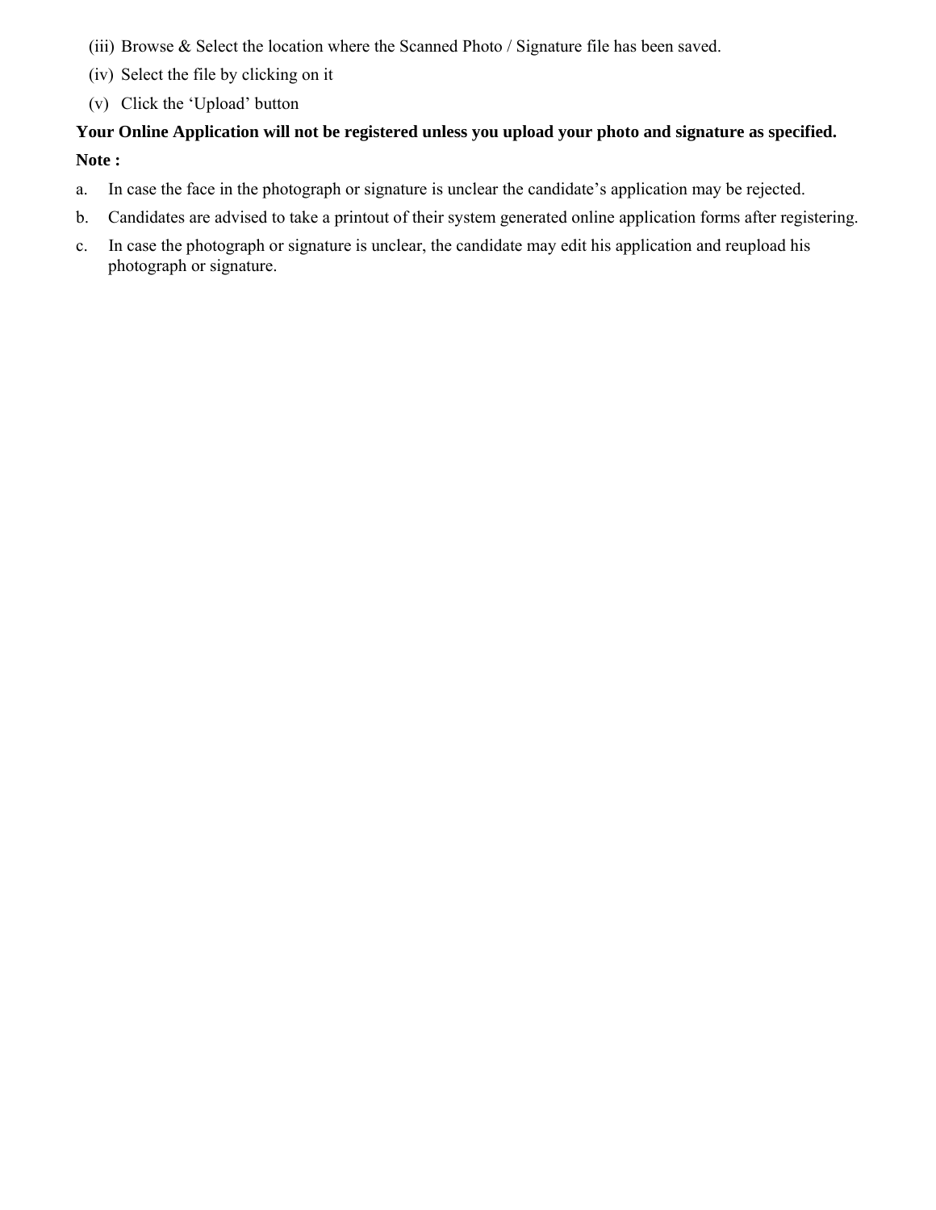(iii) Browse & Select the location where the Scanned Photo / Signature file has been saved.

(iv) Select the file by clicking on it

(v) Click the ‘Upload’ button

**Your Online Application will not be registered unless you upload your photo and signature as specified.**

**Note :**

a. In case the face in the photograph or signature is unclear the candidate’s application may be rejected.

b. Candidates are advised to take a printout of their system generated online application forms after registering.

c. In case the photograph or signature is unclear, the candidate may edit his application and reupload his photograph or signature.